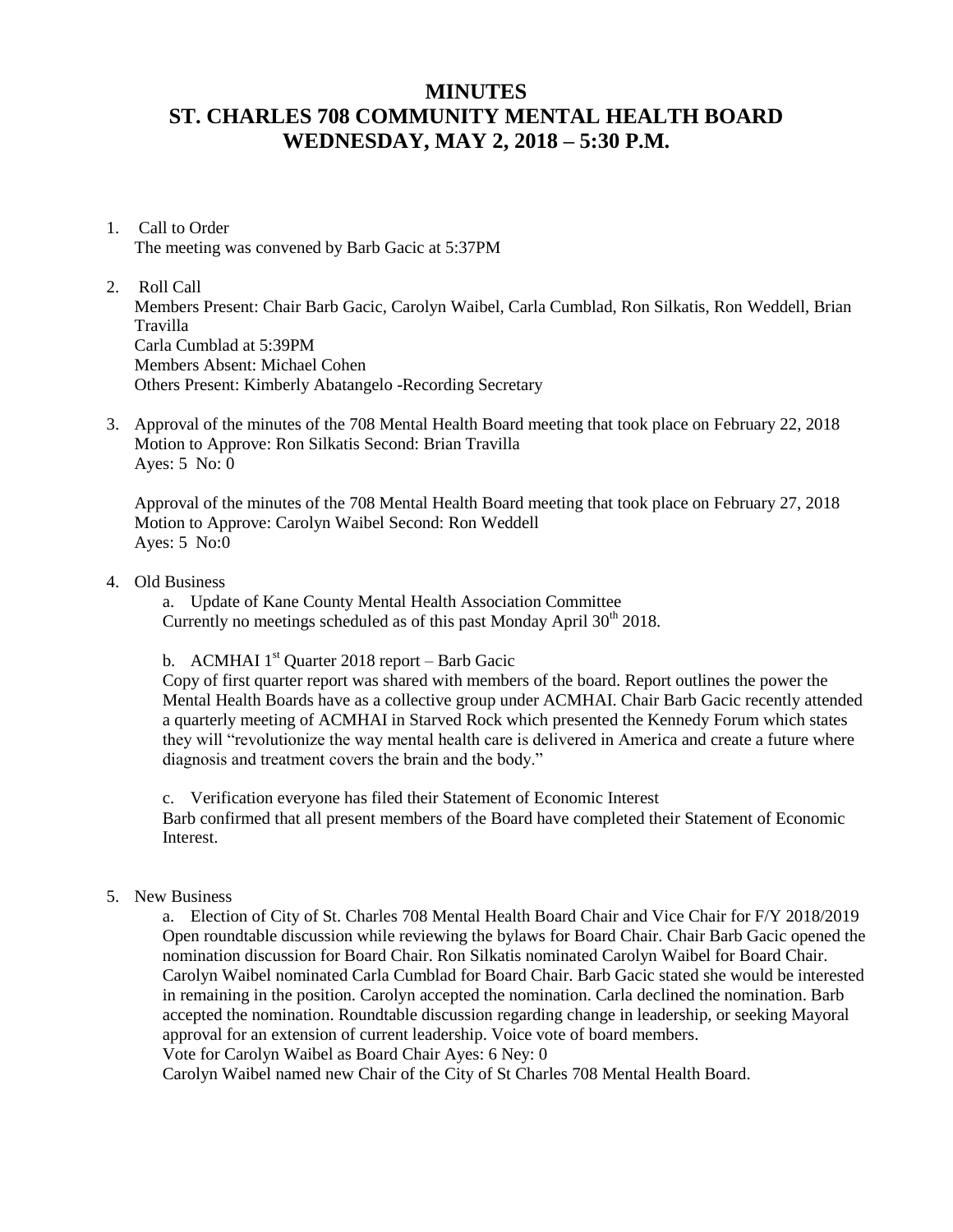# MINUTES
# ST. CHARLES 708 COMMUNITY MENTAL HEALTH BOARD
# WEDNESDAY, MAY 2, 2018 – 5:30 P.M.

1. Call to Order
   The meeting was convened by Barb Gacic at 5:37PM

2. Roll Call
   Members Present: Chair Barb Gacic, Carolyn Waibel, Carla Cumblad, Ron Silkatis, Ron Weddell, Brian Travilla
   Carla Cumblad at 5:39PM
   Members Absent: Michael Cohen
   Others Present: Kimberly Abatangelo -Recording Secretary

3. Approval of the minutes of the 708 Mental Health Board meeting that took place on February 22, 2018
   Motion to Approve: Ron Silkatis Second: Brian Travilla
   Ayes: 5 No: 0

   Approval of the minutes of the 708 Mental Health Board meeting that took place on February 27, 2018
   Motion to Approve: Carolyn Waibel Second: Ron Weddell
   Ayes: 5 No:0

4. Old Business

   a. Update of Kane County Mental Health Association Committee
   Currently no meetings scheduled as of this past Monday April 30th 2018.

   b. ACMHAI 1st Quarter 2018 report – Barb Gacic
   Copy of first quarter report was shared with members of the board. Report outlines the power the Mental Health Boards have as a collective group under ACMHAI. Chair Barb Gacic recently attended a quarterly meeting of ACMHAI in Starved Rock which presented the Kennedy Forum which states they will "revolutionize the way mental health care is delivered in America and create a future where diagnosis and treatment covers the brain and the body."

   c. Verification everyone has filed their Statement of Economic Interest
   Barb confirmed that all present members of the Board have completed their Statement of Economic Interest.

5. New Business

   a. Election of City of St. Charles 708 Mental Health Board Chair and Vice Chair for F/Y 2018/2019
   Open roundtable discussion while reviewing the bylaws for Board Chair. Chair Barb Gacic opened the nomination discussion for Board Chair. Ron Silkatis nominated Carolyn Waibel for Board Chair. Carolyn Waibel nominated Carla Cumblad for Board Chair. Barb Gacic stated she would be interested in remaining in the position. Carolyn accepted the nomination. Carla declined the nomination. Barb accepted the nomination. Roundtable discussion regarding change in leadership, or seeking Mayoral approval for an extension of current leadership. Voice vote of board members.
   Vote for Carolyn Waibel as Board Chair Ayes: 6 Ney: 0
   Carolyn Waibel named new Chair of the City of St Charles 708 Mental Health Board.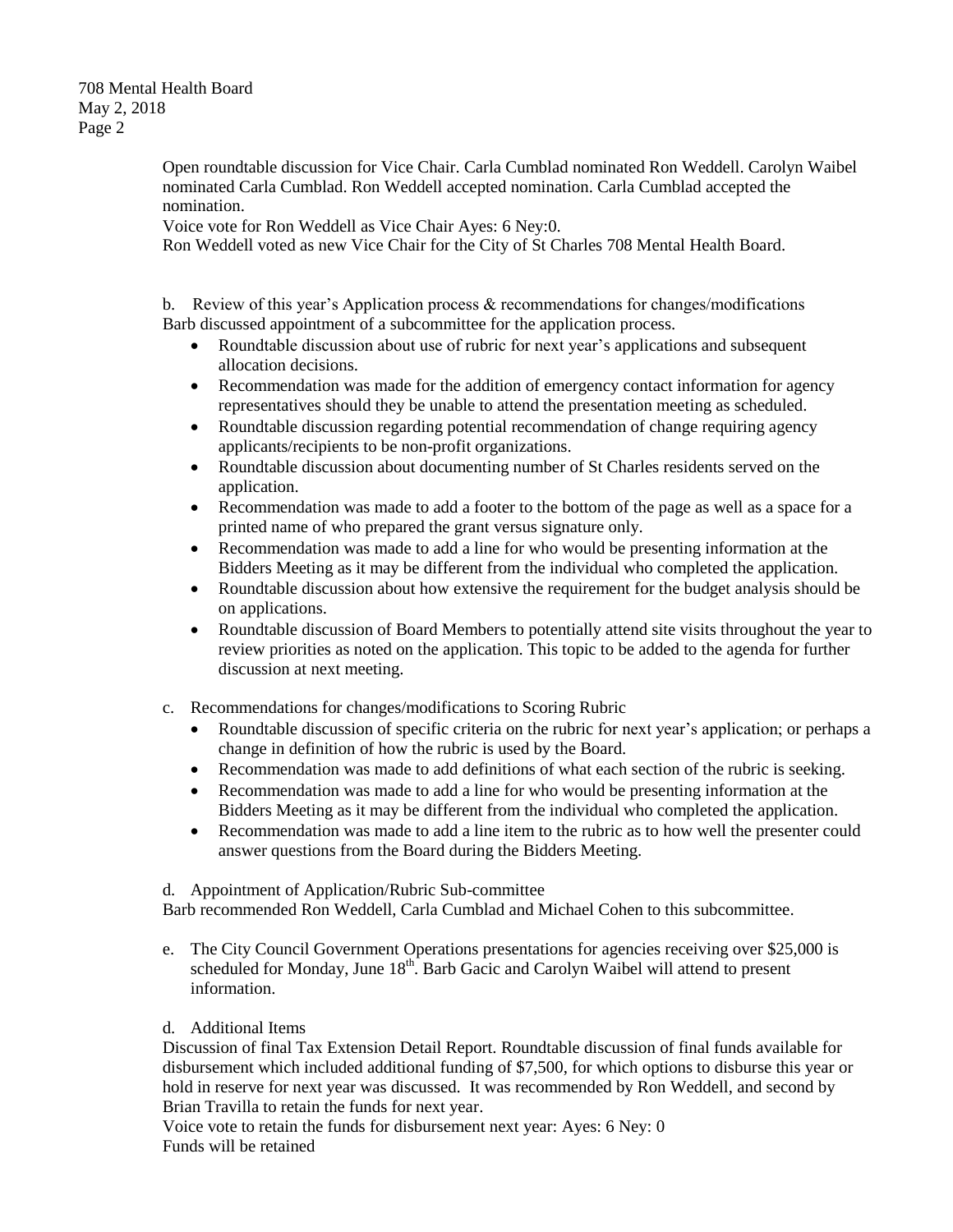Open roundtable discussion for Vice Chair. Carla Cumblad nominated Ron Weddell. Carolyn Waibel nominated Carla Cumblad. Ron Weddell accepted nomination. Carla Cumblad accepted the nomination.

Voice vote for Ron Weddell as Vice Chair Ayes: 6 Ney:0.

Ron Weddell voted as new Vice Chair for the City of St Charles 708 Mental Health Board.

b. Review of this year's Application process & recommendations for changes/modifications

Barb discussed appointment of a subcommittee for the application process.

- Roundtable discussion about use of rubric for next year's applications and subsequent allocation decisions.
- Recommendation was made for the addition of emergency contact information for agency representatives should they be unable to attend the presentation meeting as scheduled.
- Roundtable discussion regarding potential recommendation of change requiring agency applicants/recipients to be non-profit organizations.
- Roundtable discussion about documenting number of St Charles residents served on the application.
- Recommendation was made to add a footer to the bottom of the page as well as a space for a printed name of who prepared the grant versus signature only.
- Recommendation was made to add a line for who would be presenting information at the Bidders Meeting as it may be different from the individual who completed the application.
- Roundtable discussion about how extensive the requirement for the budget analysis should be on applications.
- Roundtable discussion of Board Members to potentially attend site visits throughout the year to review priorities as noted on the application. This topic to be added to the agenda for further discussion at next meeting.

c. Recommendations for changes/modifications to Scoring Rubric

- Roundtable discussion of specific criteria on the rubric for next year's application; or perhaps a change in definition of how the rubric is used by the Board.
- Recommendation was made to add definitions of what each section of the rubric is seeking.
- Recommendation was made to add a line for who would be presenting information at the Bidders Meeting as it may be different from the individual who completed the application.
- Recommendation was made to add a line item to the rubric as to how well the presenter could answer questions from the Board during the Bidders Meeting.

d. Appointment of Application/Rubric Sub-committee

Barb recommended Ron Weddell, Carla Cumblad and Michael Cohen to this subcommittee.

e. The City Council Government Operations presentations for agencies receiving over $25,000 is scheduled for Monday, June 18th. Barb Gacic and Carolyn Waibel will attend to present information.

d. Additional Items

Discussion of final Tax Extension Detail Report. Roundtable discussion of final funds available for disbursement which included additional funding of $7,500, for which options to disburse this year or hold in reserve for next year was discussed. It was recommended by Ron Weddell, and second by Brian Travilla to retain the funds for next year.

Voice vote to retain the funds for disbursement next year: Ayes: 6 Ney: 0

Funds will be retained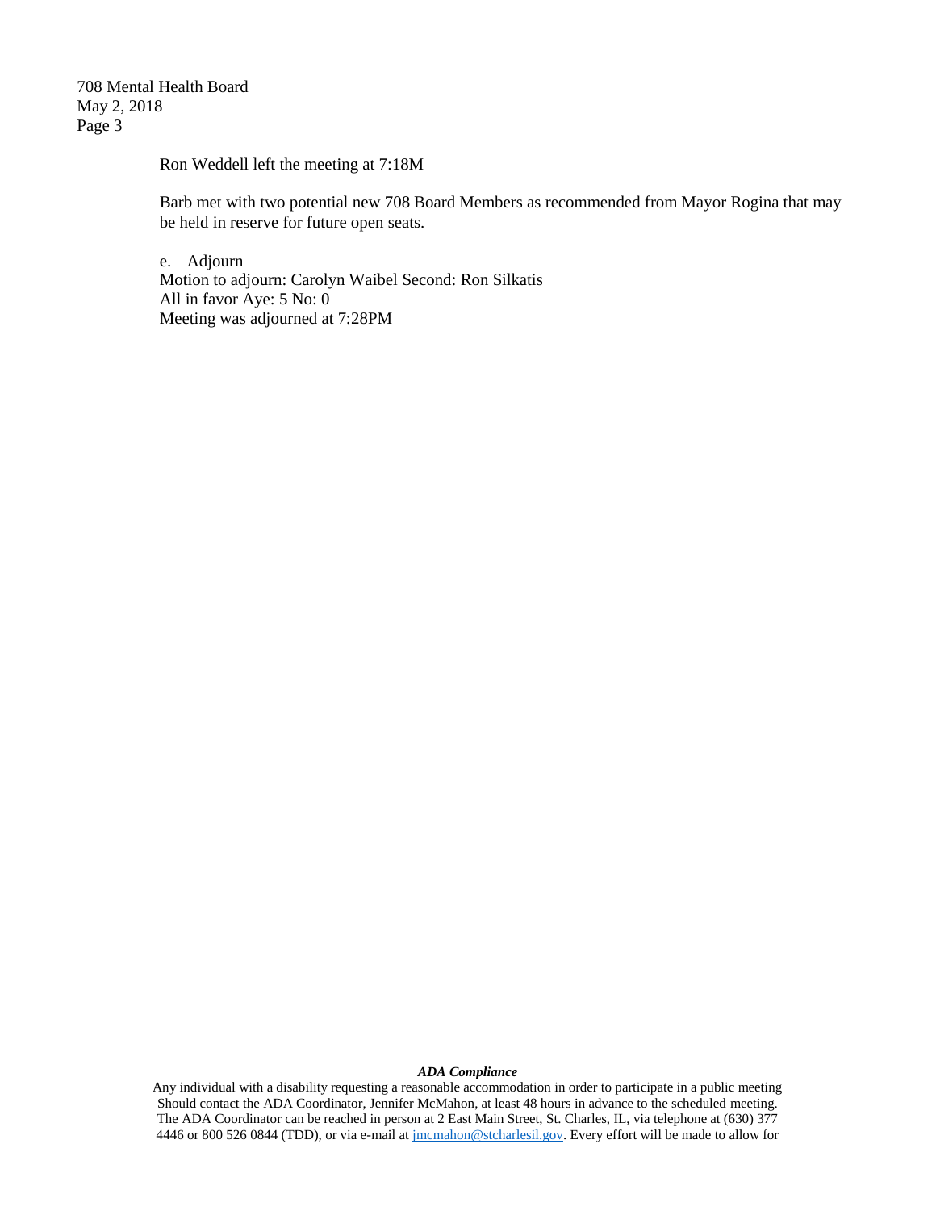Ron Weddell left the meeting at 7:18M

Barb met with two potential new 708 Board Members as recommended from Mayor Rogina that may be held in reserve for future open seats.

e. Adjourn
Motion to adjourn: Carolyn Waibel Second: Ron Silkatis
All in favor Aye: 5 No: 0
Meeting was adjourned at 7:28PM

***ADA Compliance***

Any individual with a disability requesting a reasonable accommodation in order to participate in a public meeting Should contact the ADA Coordinator, Jennifer McMahon, at least 48 hours in advance to the scheduled meeting. The ADA Coordinator can be reached in person at 2 East Main Street, St. Charles, IL, via telephone at (630) 377 4446 or 800 526 0844 (TDD), or via e-mail at jmcmahon@stcharlesil.gov. Every effort will be made to allow for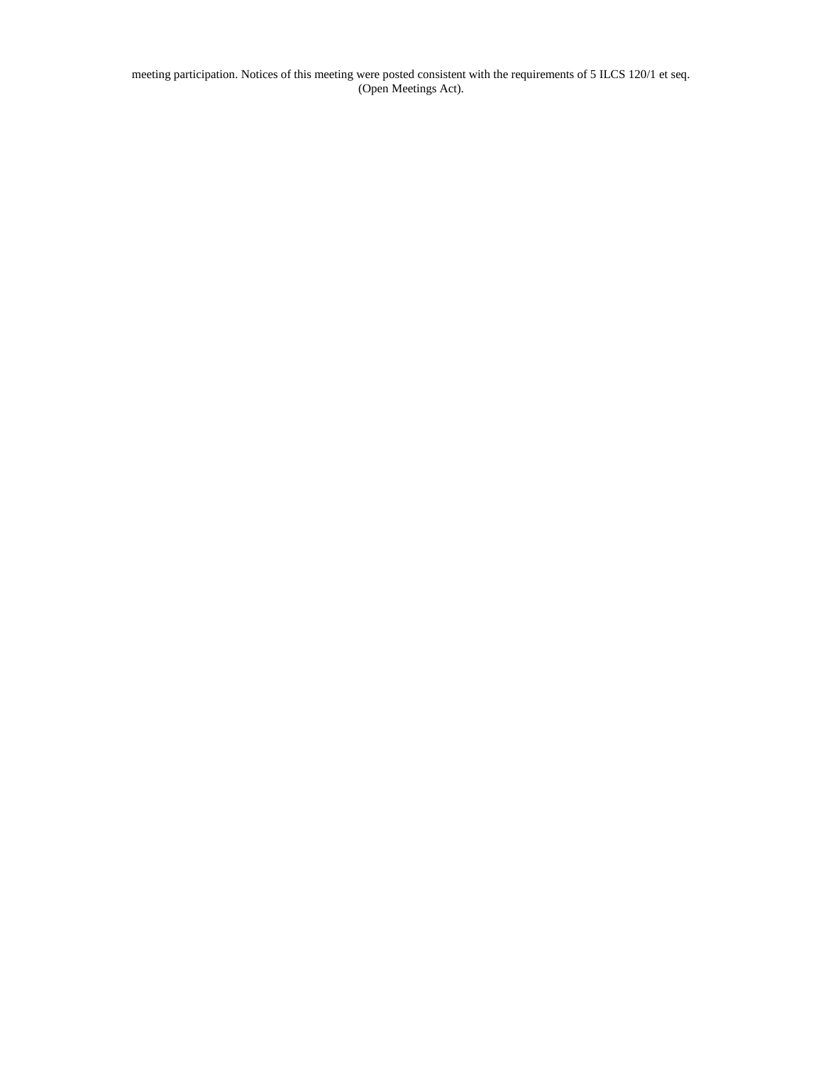meeting participation. Notices of this meeting were posted consistent with the requirements of 5 ILCS 120/1 et seq. (Open Meetings Act).